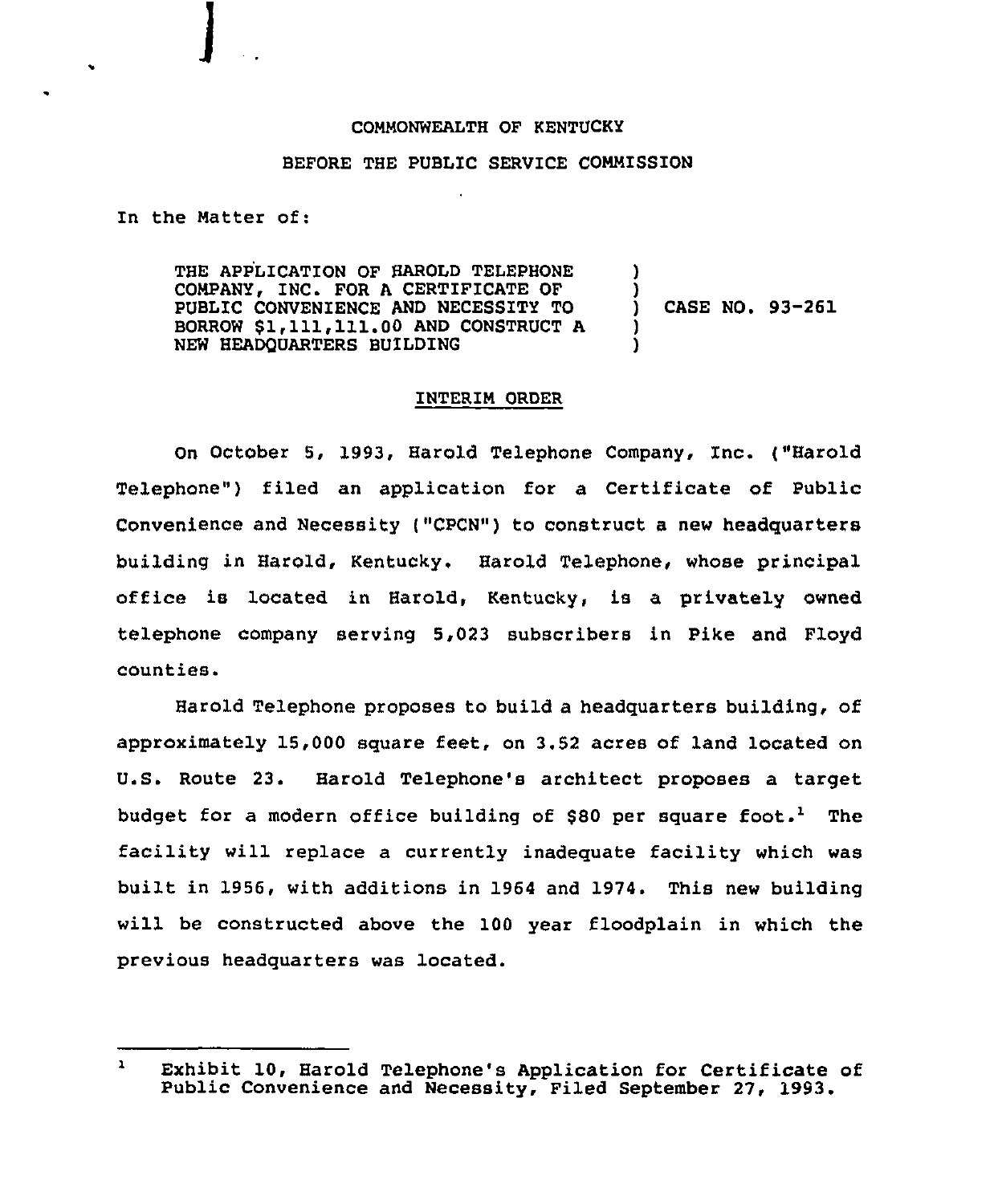COMMONWEALTH OF KENTUCKY

BEFORE THE PUBLIC SERVICE COMMISSION

In the Matter of:

THE APPLICATION OF HAROLD TELEPHONE COMPANY, INC. FOR A CERTIFICATE OF PUBLIC CONVENIENCE AND NECESSITY TO BORROW $1,111,111.00 AND CONSTRUCT A NEW HEADQUARTERS BUILDING ) CASE NO. 93-261

INTERIM ORDER

On October 5, 1993, Harold Telephone Company, Inc. ("Harold Telephone") filed an application for a Certificate of Public Convenience and Necessity ("CPCN") to construct a new headquarters building in Harold, Kentucky. Harold Telephone, whose principal office is located in Harold, Kentucky, is a privately owned telephone company serving 5,023 subscribers in Pike and Floyd counties.

Harold Telephone proposes to build a headquarters building, of approximately 15,000 square feet, on 3.52 acres of land located on U.S. Route 23. Harold Telephone's architect proposes a target budget for a modern office building of $80 per square foot.[1] The facility will replace a currently inadequate facility which was built in 1956, with additions in 1964 and 1974. This new building will be constructed above the 100 year floodplain in which the previous headquarters was located.

---

[1] Exhibit 10, Harold Telephone's Application for Certificate of Public Convenience and Necessity, Filed September 27, 1993.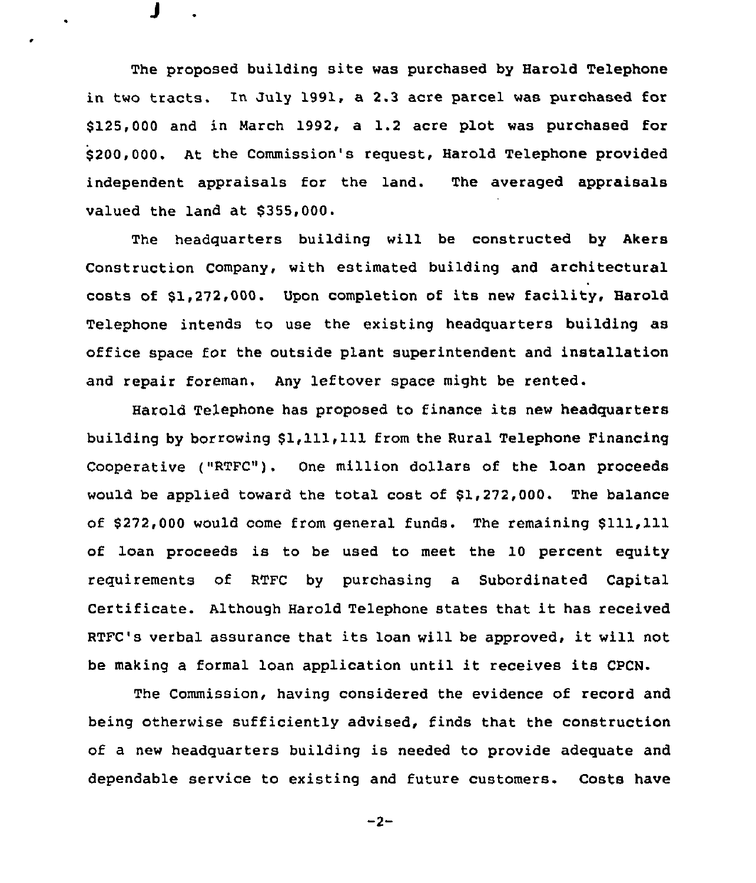The proposed building site was purchased by Harold Telephone in two tracts. In July 1991, a 2.3 acre parcel was purchased for $125,000 and in March 1992, a 1.2 acre plot was purchased for $200,000. At the Commission's request, Harold Telephone provided independent appraisals for the land. The averaged appraisals valued the land at $355,000.

The headquarters building will be constructed by Akers Construction Company, with estimated building and architectural costs of $1,272,000. Upon completion of its new facility, Harold Telephone intends to use the existing headquarters building as office space for the outside plant superintendent and installation and repair foreman. Any leftover space might be rented.

Harold Telephone has proposed to finance its new headquarters building by borrowing $1,111,111 from the Rural Telephone Financing Cooperative ("RTFC"). One million dollars of the loan proceeds would be applied toward the total cost of $1,272,000. The balance of $272,000 would come from general funds. The remaining $111,111 of loan proceeds is to be used to meet the 10 percent equity requirements of RTFC by purchasing a Subordinated Capital Certificate. Although Harold Telephone states that it has received RTFC's verbal assurance that its loan will be approved, it will not be making a formal loan application until it receives its CPCN.

The Commission, having considered the evidence of record and being otherwise sufficiently advised, finds that the construction of a new headquarters building is needed to provide adequate and dependable service to existing and future customers. Costs have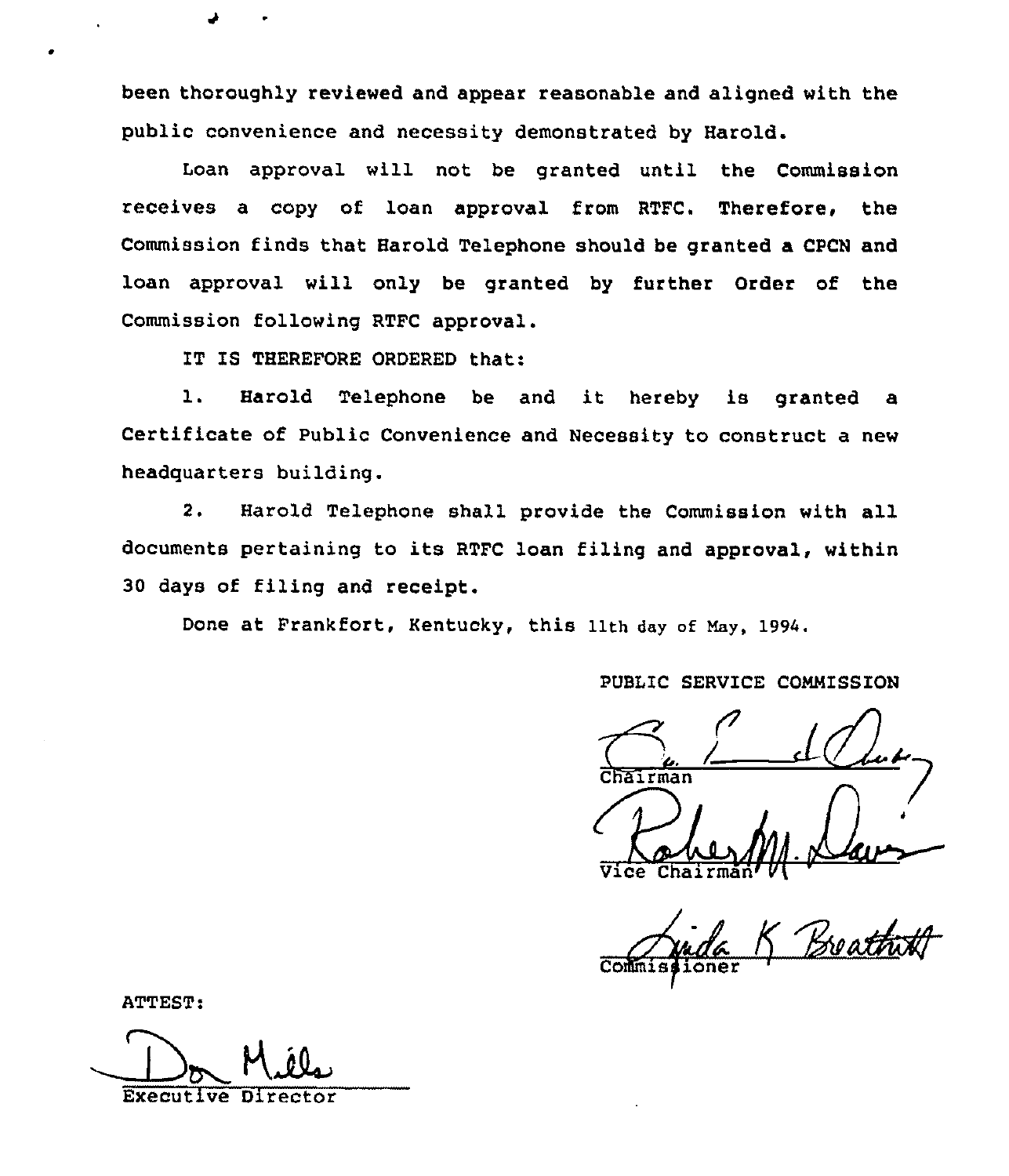been thoroughly reviewed and appear reasonable and aligned with the public convenience and necessity demonstrated by Harold.

Loan approval will not be granted until the Commission receives a copy of loan approval from RTFC. Therefore, the Commission finds that Harold Telephone should be granted a CPCN and loan approval will only be granted by further Order of the Commission following RTFC approval.

IT IS THEREFORE ORDERED that:

1. Harold Telephone be and it hereby is granted a Certificate of Public Convenience and Necessity to construct a new headquarters building.

2. Harold Telephone shall provide the Commission with all documents pertaining to its RTFC loan filing and approval, within 30 days of filing and receipt.

Done at Frankfort, Kentucky, this 11th day of May, 1994.

PUBLIC SERVICE COMMISSION

Chairman

Vice Chairman

Commissioner

ATTEST:

Executive Director